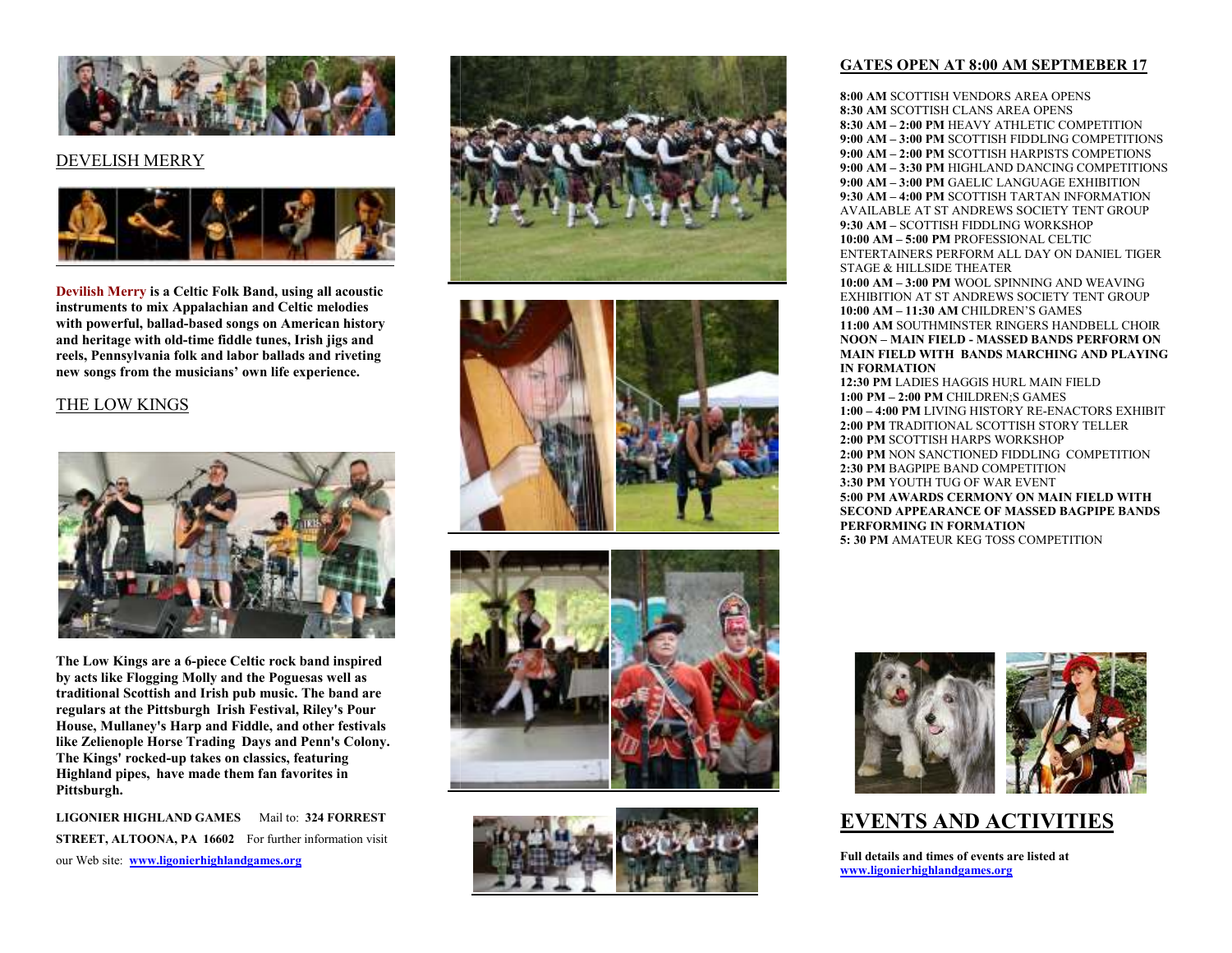## DEVELISH MERRY

**Devilish Merry is a Celtic Folk Band, using all acoustic instruments to mix Appalachian and Celtic melodies with powerful, ballad-based songs on American history and heritage with old-time fiddle tunes, Irish jigs and reels, Pennsylvania folk and labor ballads and riveting new songs from the musicians' own life experience.**

## THE LOW KINGS

**The Low Kings are a 6-piece Celtic rock band inspired by acts like Flogging Molly and the Poguesas well as traditional Scottish and Irish pub music. The band are regulars at the Pittsburgh Irish Festival, Riley's Pour House, Mullaney's Harp and Fiddle, and other festivals like Zelienople Horse Trading Days and Penn's Colony. The Kings' rocked-up takes on classics, featuring Highland pipes, have made them fan favorites in Pittsburgh.**

**LIGONIER HIGHLAND GAMES** Mail to: **324 FORREST STREET, ALTOONA, PA 16602** For further information visit our Web site: **www.ligonierhighlandgames.org**

## GATES OPEN AT 8:00 AM SEPTMEBER 17

**8:00 AM** SCOTTISH VENDORS AREA OPENS
**8:30 AM** SCOTTISH CLANS AREA OPENS
**8:30 AM – 2:00 PM** HEAVY ATHLETIC COMPETITION
**9:00 AM – 3:00 PM** SCOTTISH FIDDLING COMPETITIONS
**9:00 AM – 2:00 PM** SCOTTISH HARPISTS COMPETIONS
**9:00 AM – 3:30 PM** HIGHLAND DANCING COMPETITIONS
**9:00 AM – 3:00 PM** GAELIC LANGUAGE EXHIBITION
**9:30 AM – 4:00 PM** SCOTTISH TARTAN INFORMATION AVAILABLE AT ST ANDREWS SOCIETY TENT GROUP
**9:30 AM –** SCOTTISH FIDDLING WORKSHOP
**10:00 AM – 5:00 PM** PROFESSIONAL CELTIC ENTERTAINERS PERFORM ALL DAY ON DANIEL TIGER STAGE & HILLSIDE THEATER
**10:00 AM – 3:00 PM** WOOL SPINNING AND WEAVING EXHIBITION AT ST ANDREWS SOCIETY TENT GROUP
**10:00 AM – 11:30 AM** CHILDREN'S GAMES
**11:00 AM** SOUTHMINSTER RINGERS HANDBELL CHOIR
**NOON – MAIN FIELD - MASSED BANDS PERFORM ON MAIN FIELD WITH BANDS MARCHING AND PLAYING IN FORMATION**
**12:30 PM** LADIES HAGGIS HURL MAIN FIELD
**1:00 PM – 2:00 PM** CHILDREN;S GAMES
**1:00 – 4:00 PM** LIVING HISTORY RE-ENACTORS EXHIBIT
**2:00 PM** TRADITIONAL SCOTTISH STORY TELLER
**2:00 PM** SCOTTISH HARPS WORKSHOP
**2:00 PM** NON SANCTIONED FIDDLING COMPETITION
**2:30 PM** BAGPIPE BAND COMPETITION
**3:30 PM** YOUTH TUG OF WAR EVENT
**5:00 PM AWARDS CERMONY ON MAIN FIELD WITH SECOND APPEARANCE OF MASSED BAGPIPE BANDS PERFORMING IN FORMATION**
**5: 30 PM** AMATEUR KEG TOSS COMPETITION

# EVENTS AND ACTIVITIES

**Full details and times of events are listed at www.ligonierhighlandgames.org**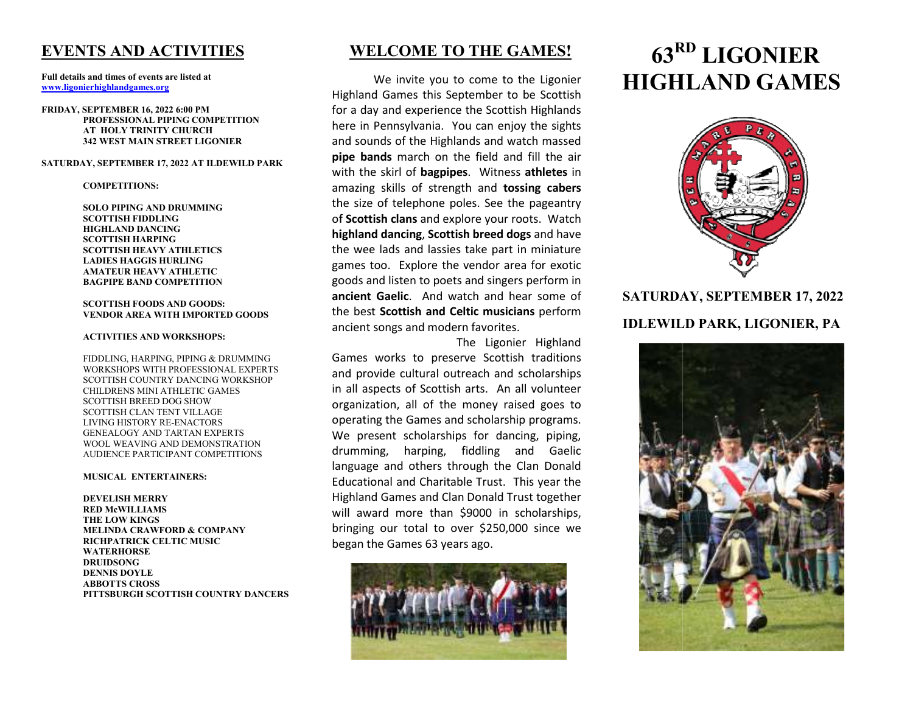## EVENTS AND ACTIVITIES

**Full details and times of events are listed at [www.ligonierhighlandgames.org](http://www.ligonierhighlandgames.org)**

**FRIDAY, SEPTEMBER 16, 2022 6:00 PM**
**PROFESSIONAL PIPING COMPETITION**
**AT HOLY TRINITY CHURCH**
**342 WEST MAIN STREET LIGONIER**

**SATURDAY, SEPTEMBER 17, 2022 AT ILDEWILD PARK**

**COMPETITIONS:**

**SOLO PIPING AND DRUMMING**
**SCOTTISH FIDDLING**
**HIGHLAND DANCING**
**SCOTTISH HARPING**
**SCOTTISH HEAVY ATHLETICS**
**LADIES HAGGIS HURLING**
**AMATEUR HEAVY ATHLETIC**
**BAGPIPE BAND COMPETITION**

**SCOTTISH FOODS AND GOODS:**
**VENDOR AREA WITH IMPORTED GOODS**

**ACTIVITIES AND WORKSHOPS:**

FIDDLING, HARPING, PIPING & DRUMMING WORKSHOPS WITH PROFESSIONAL EXPERTS
SCOTTISH COUNTRY DANCING WORKSHOP
CHILDRENS MINI ATHLETIC GAMES
SCOTTISH BREED DOG SHOW
SCOTTISH CLAN TENT VILLAGE
LIVING HISTORY RE-ENACTORS
GENEALOGY AND TARTAN EXPERTS
WOOL WEAVING AND DEMONSTRATION
AUDIENCE PARTICIPANT COMPETITIONS

**MUSICAL ENTERTAINERS:**

**DEVELISH MERRY**
**RED McWILLIAMS**
**THE LOW KINGS**
**MELINDA CRAWFORD & COMPANY**
**RICHPATRICK CELTIC MUSIC**
**WATERHORSE**
**DRUIDSONG**
**DENNIS DOYLE**
**ABBOTTS CROSS**
**PITTSBURGH SCOTTISH COUNTRY DANCERS**

## WELCOME TO THE GAMES!

We invite you to come to the Ligonier Highland Games this September to be Scottish for a day and experience the Scottish Highlands here in Pennsylvania. You can enjoy the sights and sounds of the Highlands and watch massed **pipe bands** march on the field and fill the air with the skirl of **bagpipes**. Witness **athletes** in amazing skills of strength and **tossing cabers** the size of telephone poles. See the pageantry of **Scottish clans** and explore your roots. Watch **highland dancing**, **Scottish breed dogs** and have the wee lads and lassies take part in miniature games too. Explore the vendor area for exotic goods and listen to poets and singers perform in **ancient Gaelic**. And watch and hear some of the best **Scottish and Celtic musicians** perform ancient songs and modern favorites.

The Ligonier Highland Games works to preserve Scottish traditions and provide cultural outreach and scholarships in all aspects of Scottish arts. An all volunteer organization, all of the money raised goes to operating the Games and scholarship programs. We present scholarships for dancing, piping, drumming, harping, fiddling and Gaelic language and others through the Clan Donald Educational and Charitable Trust. This year the Highland Games and Clan Donald Trust together will award more than $9000 in scholarships, bringing our total to over $250,000 since we began the Games 63 years ago.

# 63RD LIGONIER HIGHLAND GAMES

PER MARE PER TERRAS

## SATURDAY, SEPTEMBER 17, 2022

## IDLEWILD PARK, LIGONIER, PA